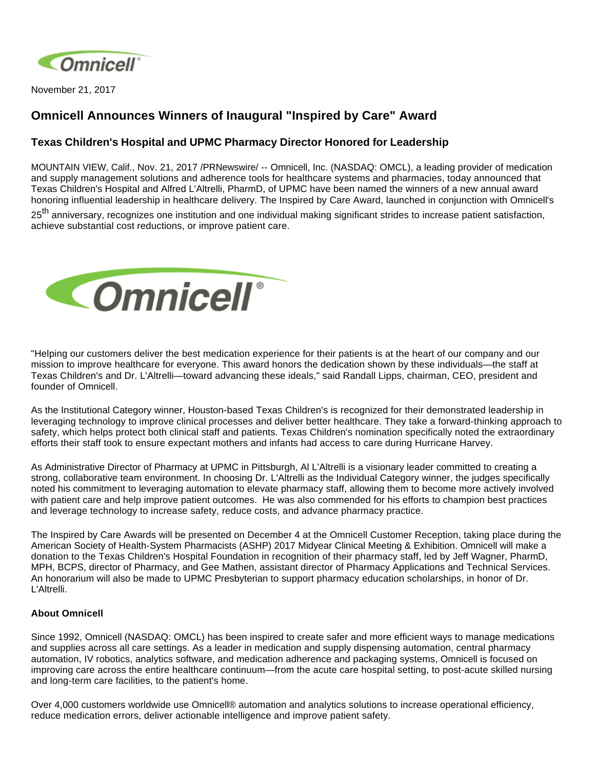November 21, 2017

# Omnicell Announces Winners of Inaugural "Inspired by Care" Award

## Texas Children's Hospital and UPMC Pharmacy Director Honored for Leadership

MOUNTAIN VIEW, Calif., Nov. 21, 2017 /PRNewswire/ -- Omnicell, Inc. (NASDAQ: OMCL), a leading provider of medication and supply management solutions and adherence tools for healthcare systems and pharmacies, today announced that Texas Children's Hospital and Alfred L'Altrelli, PharmD, of UPMC have been named the winners of a new annual award honoring influential leadership in healthcare delivery. The Inspired by Care Award, launched in conjunction with Omnicell's 25th anniversary, recognizes one institution and one individual making significant strides to increase patient satisfaction, achieve substantial cost reductions, or improve patient care.

"Helping our customers deliver the best medication experience for their patients is at the heart of our company and our mission to improve healthcare for everyone. This award honors the dedication shown by these individuals—the staff at Texas Children's and Dr. L'Altrelli—toward advancing these ideals," said Randall Lipps, chairman, CEO, president and founder of Omnicell.

As the Institutional Category winner, Houston-based Texas Children's is recognized for their demonstrated leadership in leveraging technology to improve clinical processes and deliver better healthcare. They take a forward-thinking approach to safety, which helps protect both clinical staff and patients. Texas Children's nomination specifically noted the extraordinary efforts their staff took to ensure expectant mothers and infants had access to care during Hurricane Harvey.

As Administrative Director of Pharmacy at UPMC in Pittsburgh, Al L'Altrelli is a visionary leader committed to creating a strong, collaborative team environment. In choosing Dr. L'Altrelli as the Individual Category winner, the judges specifically noted his commitment to leveraging automation to elevate pharmacy staff, allowing them to become more actively involved with patient care and help improve patient outcomes. He was also commended for his efforts to champion best practices and leverage technology to increase safety, reduce costs, and advance pharmacy practice.

The Inspired by Care Awards will be presented on December 4 at the Omnicell Customer Reception, taking place during the American Society of Health-System Pharmacists (ASHP) 2017 Midyear Clinical Meeting & Exhibition. Omnicell will make a donation to the Texas Children's Hospital Foundation in recognition of their pharmacy staff, led by Jeff Wagner, PharmD, MPH, BCPS, director of Pharmacy, and Gee Mathen, assistant director of Pharmacy Applications and Technical Services. An honorarium will also be made to UPMC Presbyterian to support pharmacy education scholarships, in honor of Dr. L'Altrelli.

**About Omnicell**

Since 1992, Omnicell (NASDAQ: OMCL) has been inspired to create safer and more efficient ways to manage medications and supplies across all care settings. As a leader in medication and supply dispensing automation, central pharmacy automation, IV robotics, analytics software, and medication adherence and packaging systems, Omnicell is focused on improving care across the entire healthcare continuum—from the acute care hospital setting, to post-acute skilled nursing and long-term care facilities, to the patient's home.

Over 4,000 customers worldwide use Omnicell® automation and analytics solutions to increase operational efficiency, reduce medication errors, deliver actionable intelligence and improve patient safety.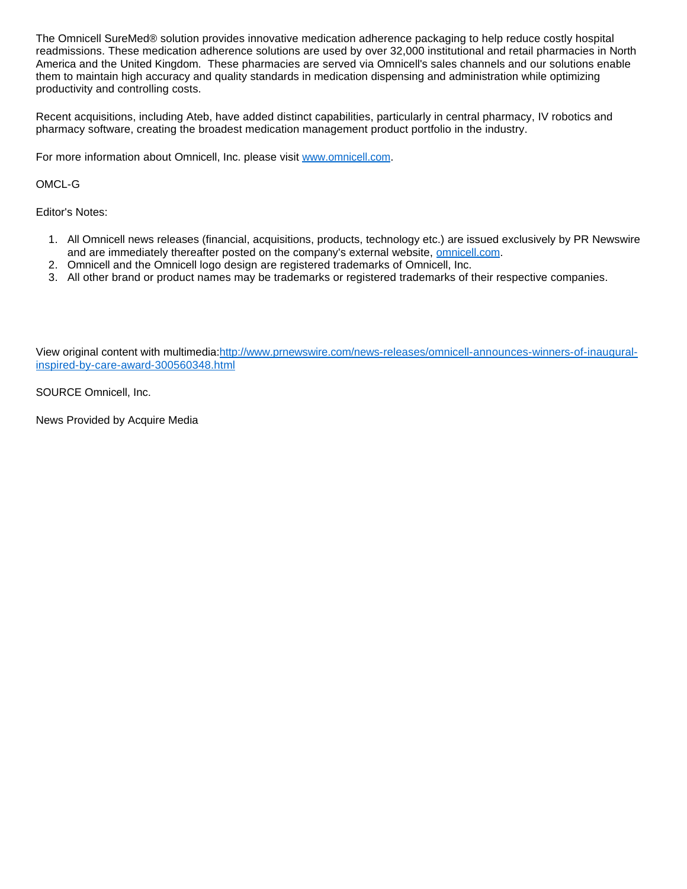The Omnicell SureMed® solution provides innovative medication adherence packaging to help reduce costly hospital readmissions. These medication adherence solutions are used by over 32,000 institutional and retail pharmacies in North America and the United Kingdom.  These pharmacies are served via Omnicell's sales channels and our solutions enable them to maintain high accuracy and quality standards in medication dispensing and administration while optimizing productivity and controlling costs.

Recent acquisitions, including Ateb, have added distinct capabilities, particularly in central pharmacy, IV robotics and pharmacy software, creating the broadest medication management product portfolio in the industry.

For more information about Omnicell, Inc. please visit [www.omnicell.com](http://www.omnicell.com).

OMCL-G

Editor's Notes:

1. All Omnicell news releases (financial, acquisitions, products, technology etc.) are issued exclusively by PR Newswire and are immediately thereafter posted on the company's external website, [omnicell.com](http://omnicell.com).
2. Omnicell and the Omnicell logo design are registered trademarks of Omnicell, Inc.
3. All other brand or product names may be trademarks or registered trademarks of their respective companies.

View original content with multimedia:[http://www.prnewswire.com/news-releases/omnicell-announces-winners-of-inaugural-inspired-by-care-award-300560348.html](http://www.prnewswire.com/news-releases/omnicell-announces-winners-of-inaugural-inspired-by-care-award-300560348.html)

SOURCE Omnicell, Inc.

News Provided by Acquire Media